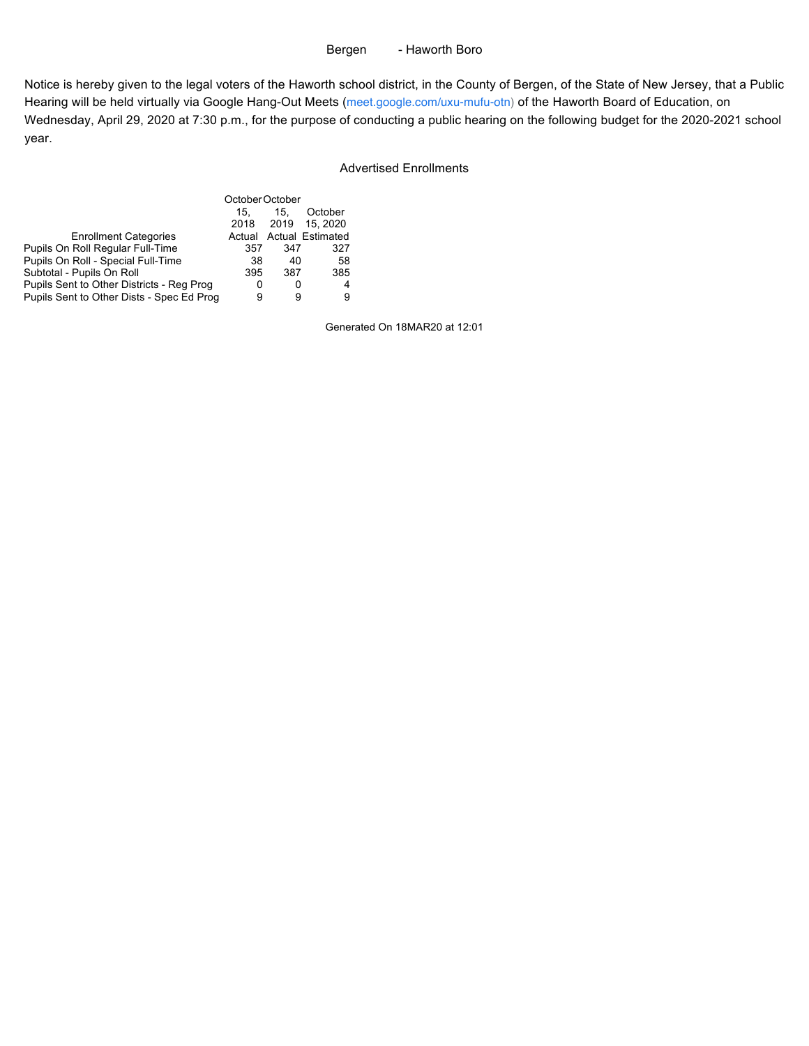Bergen - Haworth Boro

Notice is hereby given to the legal voters of the Haworth school district, in the County of Bergen, of the State of New Jersey, that a Public Hearing will be held virtually via Google Hang-Out Meets (meet.google.com/uxu-mufu-otn) of the Haworth Board of Education, on Wednesday, April 29, 2020 at 7:30 p.m., for the purpose of conducting a public hearing on the following budget for the 2020-2021 school year.

## Advertised Enrollments

| Enrollment Categories | October 15, 2018 Actual | October 15, 2019 Actual | October 15, 2020 Estimated |
|---|---|---|---|
| Pupils On Roll Regular Full-Time | 357 | 347 | 327 |
| Pupils On Roll - Special Full-Time | 38 | 40 | 58 |
| Subtotal - Pupils On Roll | 395 | 387 | 385 |
| Pupils Sent to Other Districts - Reg Prog | 0 | 0 | 4 |
| Pupils Sent to Other Dists - Spec Ed Prog | 9 | 9 | 9 |

Generated On 18MAR20 at 12:01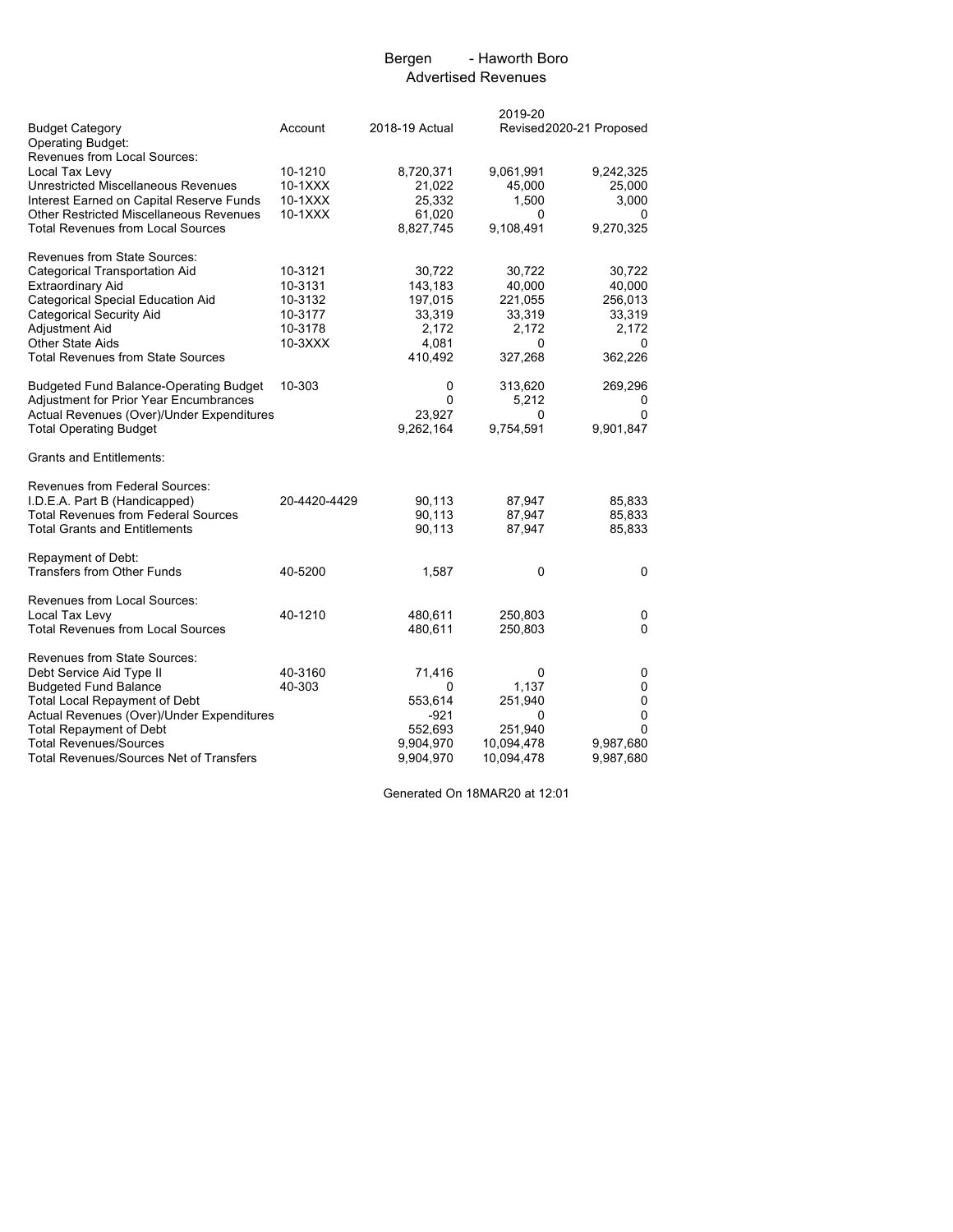# Bergen - Haworth Boro

## Advertised Revenues

| Budget Category | Account | 2018-19 Actual | 2019-20 Revised | 2020-21 Proposed |
|---|---|---|---|---|
| Operating Budget: | | | | |
| Revenues from Local Sources: | | | | |
| Local Tax Levy | 10-1210 | 8,720,371 | 9,061,991 | 9,242,325 |
| Unrestricted Miscellaneous Revenues | 10-1XXX | 21,022 | 45,000 | 25,000 |
| Interest Earned on Capital Reserve Funds | 10-1XXX | 25,332 | 1,500 | 3,000 |
| Other Restricted Miscellaneous Revenues | 10-1XXX | 61,020 | 0 | 0 |
| Total Revenues from Local Sources | | 8,827,745 | 9,108,491 | 9,270,325 |
| | | | | |
| Revenues from State Sources: | | | | |
| Categorical Transportation Aid | 10-3121 | 30,722 | 30,722 | 30,722 |
| Extraordinary Aid | 10-3131 | 143,183 | 40,000 | 40,000 |
| Categorical Special Education Aid | 10-3132 | 197,015 | 221,055 | 256,013 |
| Categorical Security Aid | 10-3177 | 33,319 | 33,319 | 33,319 |
| Adjustment Aid | 10-3178 | 2,172 | 2,172 | 2,172 |
| Other State Aids | 10-3XXX | 4,081 | 0 | 0 |
| Total Revenues from State Sources | | 410,492 | 327,268 | 362,226 |
| | | | | |
| Budgeted Fund Balance-Operating Budget | 10-303 | 0 | 313,620 | 269,296 |
| Adjustment for Prior Year Encumbrances | | 0 | 5,212 | 0 |
| Actual Revenues (Over)/Under Expenditures | | 23,927 | 0 | 0 |
| Total Operating Budget | | 9,262,164 | 9,754,591 | 9,901,847 |
| | | | | |
| Grants and Entitlements: | | | | |
| | | | | |
| Revenues from Federal Sources: | | | | |
| I.D.E.A. Part B (Handicapped) | 20-4420-4429 | 90,113 | 87,947 | 85,833 |
| Total Revenues from Federal Sources | | 90,113 | 87,947 | 85,833 |
| Total Grants and Entitlements | | 90,113 | 87,947 | 85,833 |
| | | | | |
| Repayment of Debt: | | | | |
| Transfers from Other Funds | 40-5200 | 1,587 | 0 | 0 |
| | | | | |
| Revenues from Local Sources: | | | | |
| Local Tax Levy | 40-1210 | 480,611 | 250,803 | 0 |
| Total Revenues from Local Sources | | 480,611 | 250,803 | 0 |
| | | | | |
| Revenues from State Sources: | | | | |
| Debt Service Aid Type II | 40-3160 | 71,416 | 0 | 0 |
| Budgeted Fund Balance | 40-303 | 0 | 1,137 | 0 |
| Total Local Repayment of Debt | | 553,614 | 251,940 | 0 |
| Actual Revenues (Over)/Under Expenditures | | -921 | 0 | 0 |
| Total Repayment of Debt | | 552,693 | 251,940 | 0 |
| Total Revenues/Sources | | 9,904,970 | 10,094,478 | 9,987,680 |
| Total Revenues/Sources Net of Transfers | | 9,904,970 | 10,094,478 | 9,987,680 |

Generated On 18MAR20 at 12:01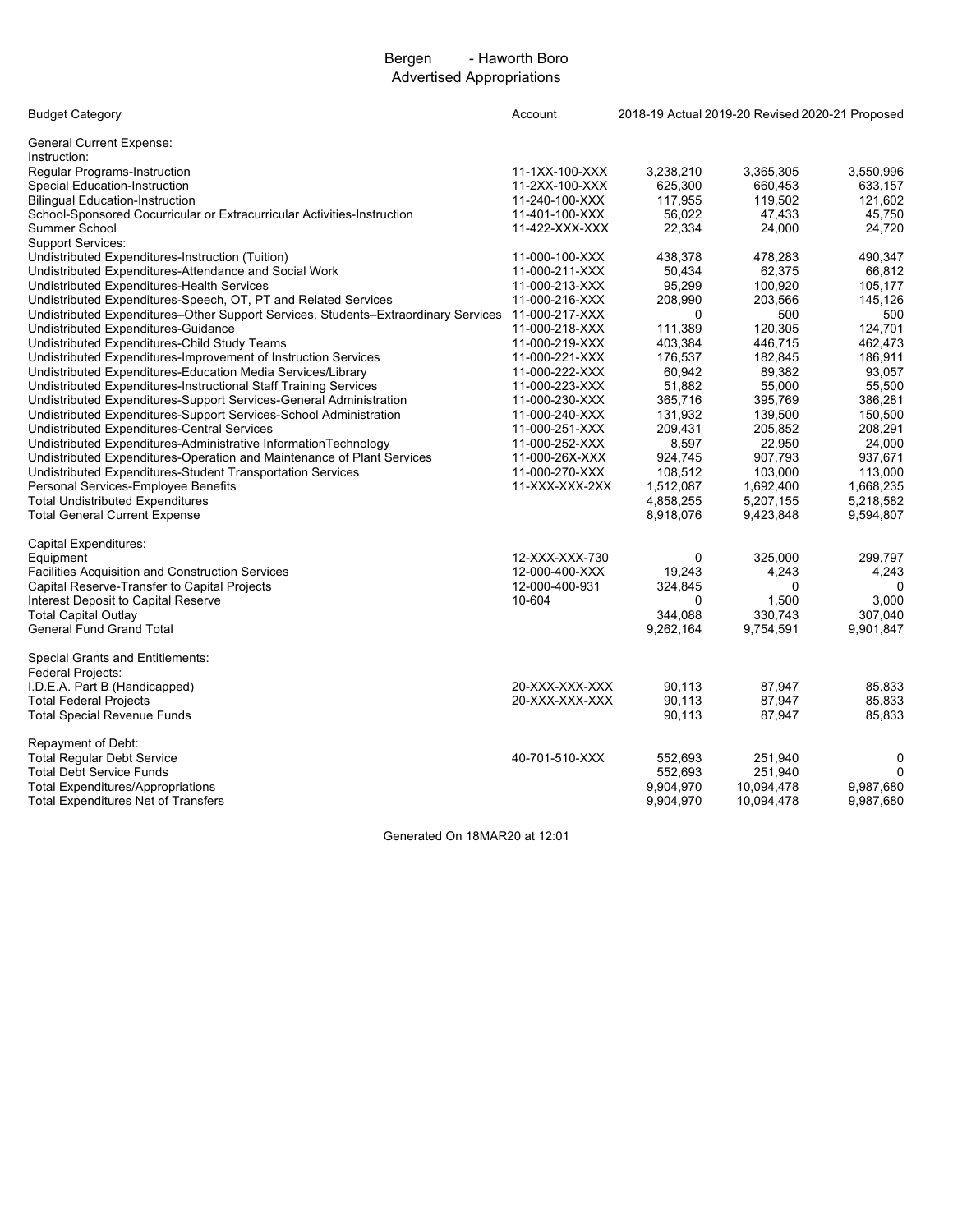# Bergen - Haworth Boro
## Advertised Appropriations

| Budget Category | Account | 2018-19 Actual | 2019-20 Revised | 2020-21 Proposed |
|---|---|---|---|---|
| General Current Expense: | | | | |
| Instruction: | | | | |
| Regular Programs-Instruction | 11-1XX-100-XXX | 3,238,210 | 3,365,305 | 3,550,996 |
| Special Education-Instruction | 11-2XX-100-XXX | 625,300 | 660,453 | 633,157 |
| Bilingual Education-Instruction | 11-240-100-XXX | 117,955 | 119,502 | 121,602 |
| School-Sponsored Cocurricular or Extracurricular Activities-Instruction | 11-401-100-XXX | 56,022 | 47,433 | 45,750 |
| Summer School | 11-422-XXX-XXX | 22,334 | 24,000 | 24,720 |
| Support Services: | | | | |
| Undistributed Expenditures-Instruction (Tuition) | 11-000-100-XXX | 438,378 | 478,283 | 490,347 |
| Undistributed Expenditures-Attendance and Social Work | 11-000-211-XXX | 50,434 | 62,375 | 66,812 |
| Undistributed Expenditures-Health Services | 11-000-213-XXX | 95,299 | 100,920 | 105,177 |
| Undistributed Expenditures-Speech, OT, PT and Related Services | 11-000-216-XXX | 208,990 | 203,566 | 145,126 |
| Undistributed Expenditures–Other Support Services, Students–Extraordinary Services | 11-000-217-XXX | 0 | 500 | 500 |
| Undistributed Expenditures-Guidance | 11-000-218-XXX | 111,389 | 120,305 | 124,701 |
| Undistributed Expenditures-Child Study Teams | 11-000-219-XXX | 403,384 | 446,715 | 462,473 |
| Undistributed Expenditures-Improvement of Instruction Services | 11-000-221-XXX | 176,537 | 182,845 | 186,911 |
| Undistributed Expenditures-Education Media Services/Library | 11-000-222-XXX | 60,942 | 89,382 | 93,057 |
| Undistributed Expenditures-Instructional Staff Training Services | 11-000-223-XXX | 51,882 | 55,000 | 55,500 |
| Undistributed Expenditures-Support Services-General Administration | 11-000-230-XXX | 365,716 | 395,769 | 386,281 |
| Undistributed Expenditures-Support Services-School Administration | 11-000-240-XXX | 131,932 | 139,500 | 150,500 |
| Undistributed Expenditures-Central Services | 11-000-251-XXX | 209,431 | 205,852 | 208,291 |
| Undistributed Expenditures-Administrative InformationTechnology | 11-000-252-XXX | 8,597 | 22,950 | 24,000 |
| Undistributed Expenditures-Operation and Maintenance of Plant Services | 11-000-26X-XXX | 924,745 | 907,793 | 937,671 |
| Undistributed Expenditures-Student Transportation Services | 11-000-270-XXX | 108,512 | 103,000 | 113,000 |
| Personal Services-Employee Benefits | 11-XXX-XXX-2XX | 1,512,087 | 1,692,400 | 1,668,235 |
| Total Undistributed Expenditures | | 4,858,255 | 5,207,155 | 5,218,582 |
| Total General Current Expense | | 8,918,076 | 9,423,848 | 9,594,807 |
| Capital Expenditures: | | | | |
| Equipment | 12-XXX-XXX-730 | 0 | 325,000 | 299,797 |
| Facilities Acquisition and Construction Services | 12-000-400-XXX | 19,243 | 4,243 | 4,243 |
| Capital Reserve-Transfer to Capital Projects | 12-000-400-931 | 324,845 | 0 | 0 |
| Interest Deposit to Capital Reserve | 10-604 | 0 | 1,500 | 3,000 |
| Total Capital Outlay | | 344,088 | 330,743 | 307,040 |
| General Fund Grand Total | | 9,262,164 | 9,754,591 | 9,901,847 |
| Special Grants and Entitlements: | | | | |
| Federal Projects: | | | | |
| I.D.E.A. Part B (Handicapped) | 20-XXX-XXX-XXX | 90,113 | 87,947 | 85,833 |
| Total Federal Projects | 20-XXX-XXX-XXX | 90,113 | 87,947 | 85,833 |
| Total Special Revenue Funds | | 90,113 | 87,947 | 85,833 |
| Repayment of Debt: | | | | |
| Total Regular Debt Service | 40-701-510-XXX | 552,693 | 251,940 | 0 |
| Total Debt Service Funds | | 552,693 | 251,940 | 0 |
| Total Expenditures/Appropriations | | 9,904,970 | 10,094,478 | 9,987,680 |
| Total Expenditures Net of Transfers | | 9,904,970 | 10,094,478 | 9,987,680 |

Generated On 18MAR20 at 12:01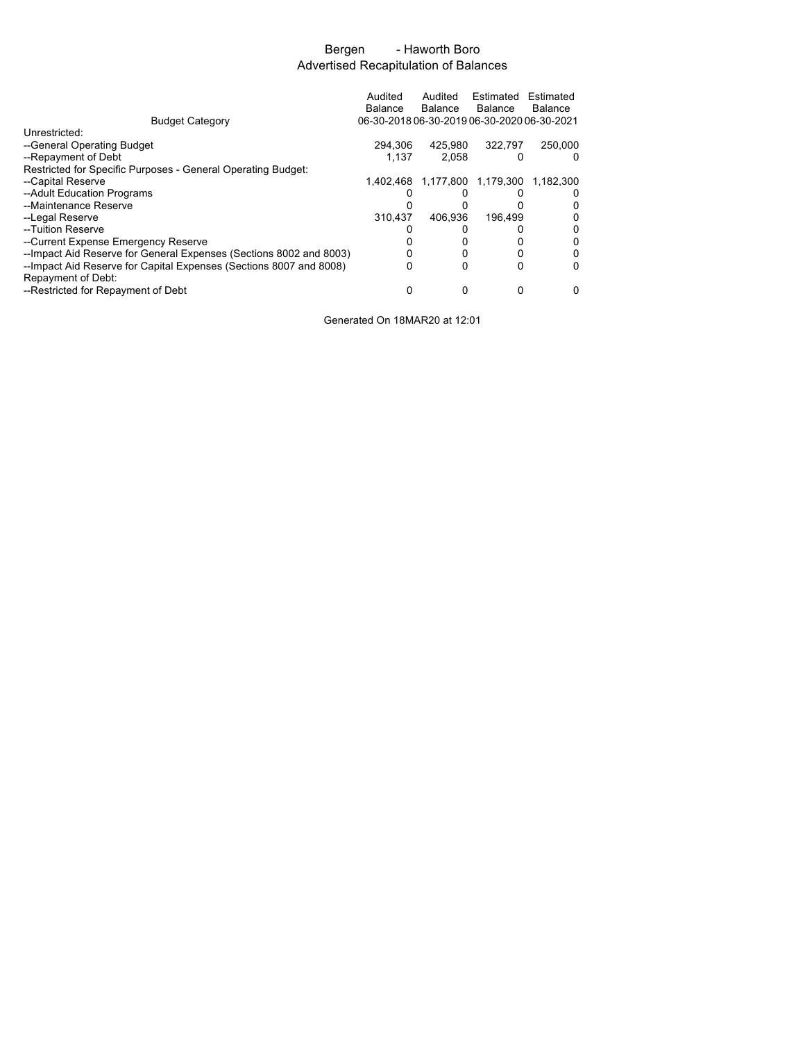# Bergen - Haworth Boro

## Advertised Recapitulation of Balances

| Budget Category | Audited Balance 06-30-2018 | Audited Balance 06-30-2019 | Estimated Balance 06-30-2020 | Estimated Balance 06-30-2021 |
|---|---|---|---|---|
| Unrestricted: | | | | |
| --General Operating Budget | 294,306 | 425,980 | 322,797 | 250,000 |
| --Repayment of Debt | 1,137 | 2,058 | 0 | 0 |
| Restricted for Specific Purposes - General Operating Budget: | | | | |
| --Capital Reserve | 1,402,468 | 1,177,800 | 1,179,300 | 1,182,300 |
| --Adult Education Programs | 0 | 0 | 0 | 0 |
| --Maintenance Reserve | 0 | 0 | 0 | 0 |
| --Legal Reserve | 310,437 | 406,936 | 196,499 | 0 |
| --Tuition Reserve | 0 | 0 | 0 | 0 |
| --Current Expense Emergency Reserve | 0 | 0 | 0 | 0 |
| --Impact Aid Reserve for General Expenses (Sections 8002 and 8003) | 0 | 0 | 0 | 0 |
| --Impact Aid Reserve for Capital Expenses (Sections 8007 and 8008) | 0 | 0 | 0 | 0 |
| Repayment of Debt: | | | | |
| --Restricted for Repayment of Debt | 0 | 0 | 0 | 0 |

Generated On 18MAR20 at 12:01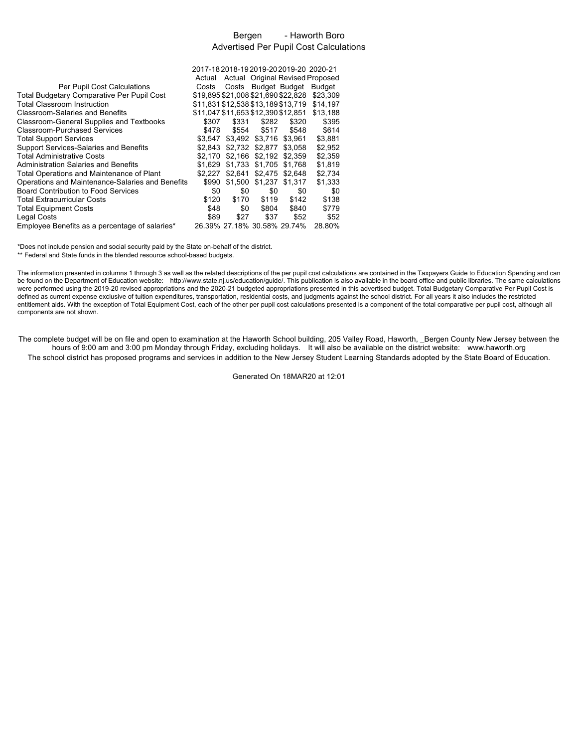# Bergen - Haworth Boro

## Advertised Per Pupil Cost Calculations

| Per Pupil Cost Calculations | 2017-18 Actual Costs | 2018-19 Actual Costs | 2019-20 Original Budget | 2019-20 Revised Budget | 2020-21 Proposed Budget |
|---|---|---|---|---|---|
| Total Budgetary Comparative Per Pupil Cost | $19,895 | $21,008 | $21,690 | $22,828 | $23,309 |
| Total Classroom Instruction | $11,831 | $12,538 | $13,189 | $13,719 | $14,197 |
| Classroom-Salaries and Benefits | $11,047 | $11,653 | $12,390 | $12,851 | $13,188 |
| Classroom-General Supplies and Textbooks | $307 | $331 | $282 | $320 | $395 |
| Classroom-Purchased Services | $478 | $554 | $517 | $548 | $614 |
| Total Support Services | $3,547 | $3,492 | $3,716 | $3,961 | $3,881 |
| Support Services-Salaries and Benefits | $2,843 | $2,732 | $2,877 | $3,058 | $2,952 |
| Total Administrative Costs | $2,170 | $2,166 | $2,192 | $2,359 | $2,359 |
| Administration Salaries and Benefits | $1,629 | $1,733 | $1,705 | $1,768 | $1,819 |
| Total Operations and Maintenance of Plant | $2,227 | $2,641 | $2,475 | $2,648 | $2,734 |
| Operations and Maintenance-Salaries and Benefits | $990 | $1,500 | $1,237 | $1,317 | $1,333 |
| Board Contribution to Food Services | $0 | $0 | $0 | $0 | $0 |
| Total Extracurricular Costs | $120 | $170 | $119 | $142 | $138 |
| Total Equipment Costs | $48 | $0 | $804 | $840 | $779 |
| Legal Costs | $89 | $27 | $37 | $52 | $52 |
| Employee Benefits as a percentage of salaries* | 26.39% | 27.18% | 30.58% | 29.74% | 28.80% |

*Does not include pension and social security paid by the State on-behalf of the district.

** Federal and State funds in the blended resource school-based budgets.

The information presented in columns 1 through 3 as well as the related descriptions of the per pupil cost calculations are contained in the Taxpayers Guide to Education Spending and can be found on the Department of Education website: http://www.state.nj.us/education/guide/. This publication is also available in the board office and public libraries. The same calculations were performed using the 2019-20 revised appropriations and the 2020-21 budgeted appropriations presented in this advertised budget. Total Budgetary Comparative Per Pupil Cost is defined as current expense exclusive of tuition expenditures, transportation, residential costs, and judgments against the school district. For all years it also includes the restricted entitlement aids. With the exception of Total Equipment Cost, each of the other per pupil cost calculations presented is a component of the total comparative per pupil cost, although all components are not shown.

The complete budget will be on file and open to examination at the Haworth School building, 205 Valley Road, Haworth, _Bergen County New Jersey between the hours of 9:00 am and 3:00 pm Monday through Friday, excluding holidays. It will also be available on the district website: www.haworth.org

The school district has proposed programs and services in addition to the New Jersey Student Learning Standards adopted by the State Board of Education.

Generated On 18MAR20 at 12:01